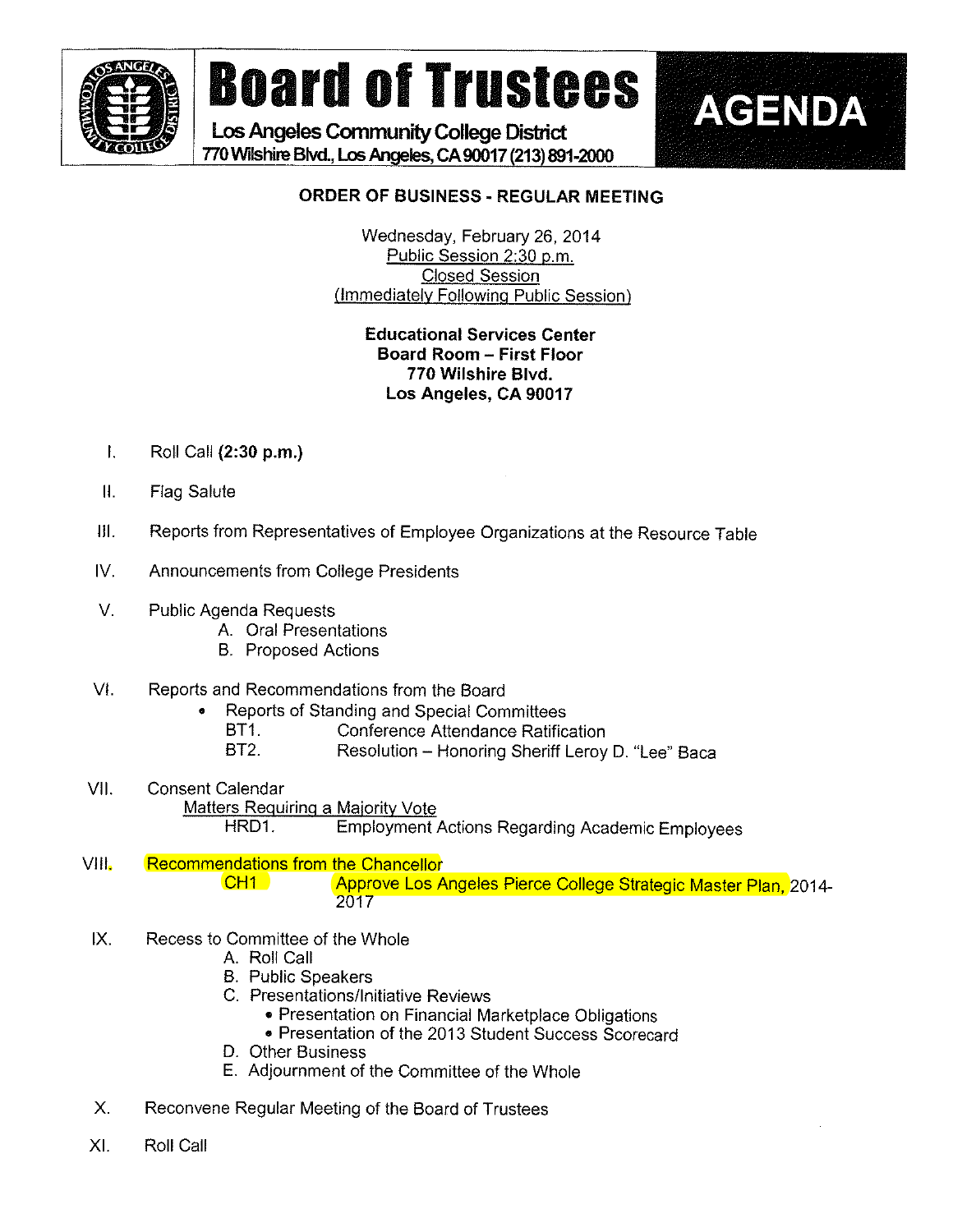# Board of Trustees

**Los Angeles Community College District**
770 Wilshire Blvd., Los Angeles, CA 90017 (213) 891-2000

# AGENDA

## ORDER OF BUSINESS - REGULAR MEETING

Wednesday, February 26, 2014
Public Session 2:30 p.m.
Closed Session
(Immediately Following Public Session)

**Educational Services Center**
**Board Room – First Floor**
**770 Wilshire Blvd.**
**Los Angeles, CA 90017**

I. Roll Call **(2:30 p.m.)**

II. Flag Salute

III. Reports from Representatives of Employee Organizations at the Resource Table

IV. Announcements from College Presidents

V. Public Agenda Requests
   A. Oral Presentations
   B. Proposed Actions

VI. Reports and Recommendations from the Board
   - Reports of Standing and Special Committees
     BT1. Conference Attendance Ratification
     BT2. Resolution – Honoring Sheriff Leroy D. "Lee" Baca

VII. Consent Calendar
   Matters Requiring a Majority Vote
     HRD1. Employment Actions Regarding Academic Employees

VIII. Recommendations from the Chancellor
     CH1 Approve Los Angeles Pierce College Strategic Master Plan, 2014-2017

IX. Recess to Committee of the Whole
   A. Roll Call
   B. Public Speakers
   C. Presentations/Initiative Reviews
      - Presentation on Financial Marketplace Obligations
      - Presentation of the 2013 Student Success Scorecard
   D. Other Business
   E. Adjournment of the Committee of the Whole

X. Reconvene Regular Meeting of the Board of Trustees

XI. Roll Call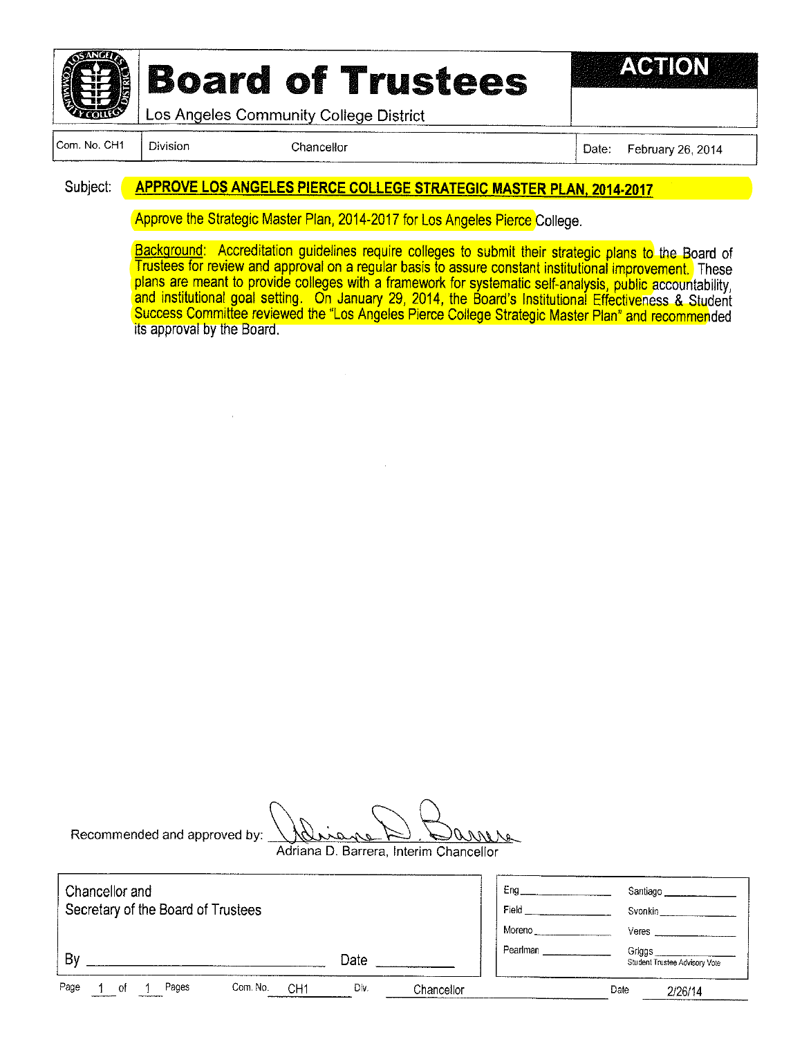# Board of Trustees

Los Angeles Community College District

**ACTION**

| Com. No. CH1 | Division | Chancellor | Date: February 26, 2014 |
|---|---|---|---|

Subject: **APPROVE LOS ANGELES PIERCE COLLEGE STRATEGIC MASTER PLAN, 2014-2017**

Approve the Strategic Master Plan, 2014-2017 for Los Angeles Pierce College.

Background: Accreditation guidelines require colleges to submit their strategic plans to the Board of Trustees for review and approval on a regular basis to assure constant institutional improvement. These plans are meant to provide colleges with a framework for systematic self-analysis, public accountability, and institutional goal setting. On January 29, 2014, the Board's Institutional Effectiveness & Student Success Committee reviewed the "Los Angeles Pierce College Strategic Master Plan" and recommended its approval by the Board.

Recommended and approved by: Adriana D. Barrera, Interim Chancellor

Chancellor and
Secretary of the Board of Trustees

By ______________________ Date __________

| | |
|---|---|
| Eng ______ | Santiago ______ |
| Field ______ | Svonkin ______ |
| Moreno ______ | Veres ______ |
| Pearlman ______ | Griggs ______ Student Trustee Advisory Vote |

Page 1 of 1 Pages Com. No. CH1 Div. Chancellor Date 2/26/14